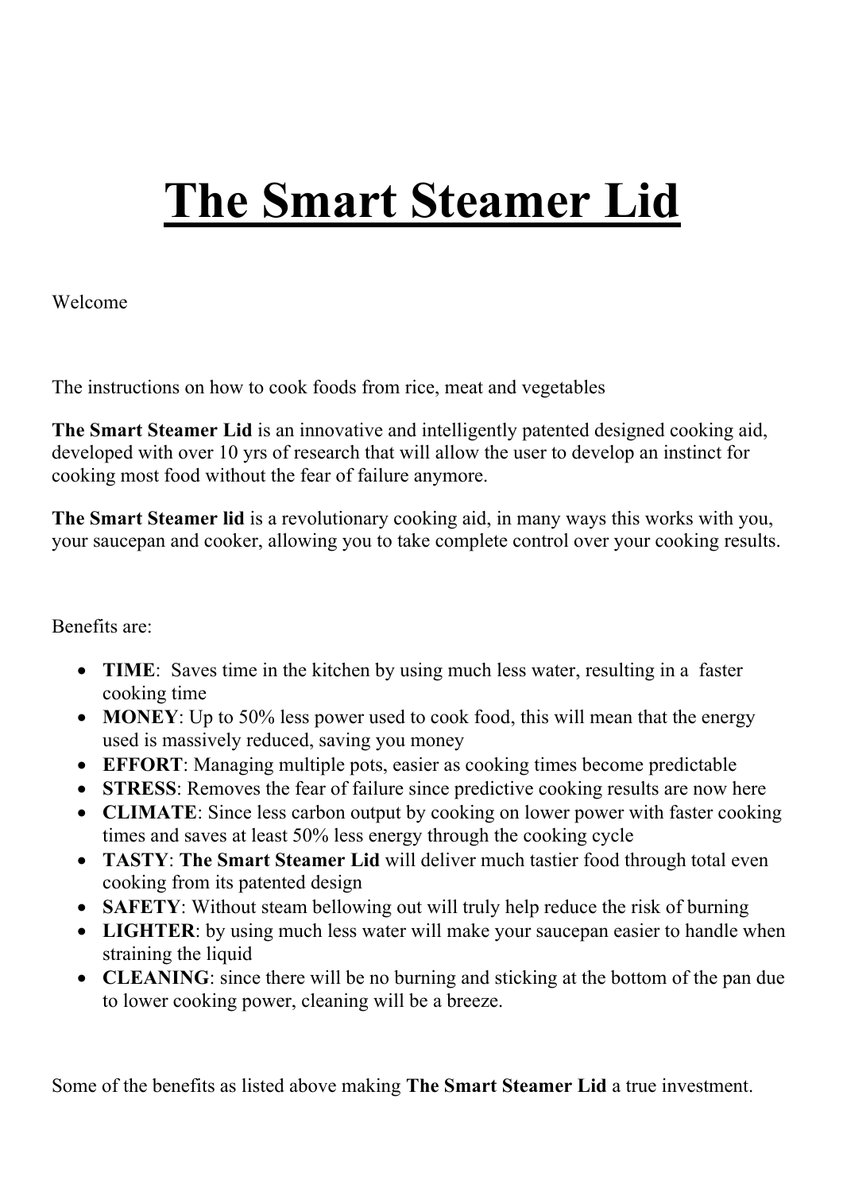# The Smart Steamer Lid

Welcome

The instructions on how to cook foods from rice, meat and vegetables

**The Smart Steamer Lid** is an innovative and intelligently patented designed cooking aid, developed with over 10 yrs of research that will allow the user to develop an instinct for cooking most food without the fear of failure anymore.

**The Smart Steamer lid** is a revolutionary cooking aid, in many ways this works with you, your saucepan and cooker, allowing you to take complete control over your cooking results.

Benefits are:

- **TIME**: Saves time in the kitchen by using much less water, resulting in a faster cooking time
- **MONEY**: Up to 50% less power used to cook food, this will mean that the energy used is massively reduced, saving you money
- **EFFORT**: Managing multiple pots, easier as cooking times become predictable
- **STRESS**: Removes the fear of failure since predictive cooking results are now here
- **CLIMATE**: Since less carbon output by cooking on lower power with faster cooking times and saves at least 50% less energy through the cooking cycle
- **TASTY**: **The Smart Steamer Lid** will deliver much tastier food through total even cooking from its patented design
- **SAFETY**: Without steam bellowing out will truly help reduce the risk of burning
- **LIGHTER**: by using much less water will make your saucepan easier to handle when straining the liquid
- **CLEANING**: since there will be no burning and sticking at the bottom of the pan due to lower cooking power, cleaning will be a breeze.

Some of the benefits as listed above making **The Smart Steamer Lid** a true investment.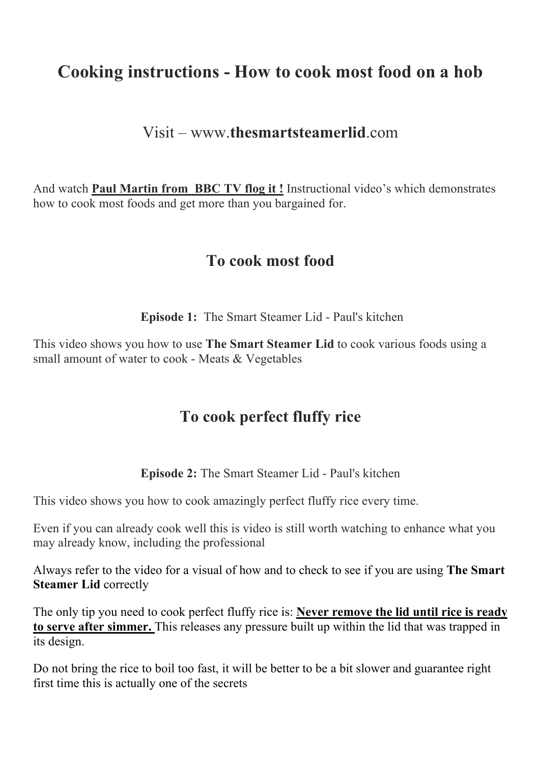# Cooking instructions - How to cook most food on a hob

Visit – www.**thesmartsteamerlid**.com

And watch **Paul Martin from BBC TV flog it !** Instructional video's which demonstrates how to cook most foods and get more than you bargained for.

## To cook most food

**Episode 1:** The Smart Steamer Lid - Paul's kitchen

This video shows you how to use **The Smart Steamer Lid** to cook various foods using a small amount of water to cook - Meats & Vegetables

## To cook perfect fluffy rice

**Episode 2:** The Smart Steamer Lid - Paul's kitchen

This video shows you how to cook amazingly perfect fluffy rice every time.

Even if you can already cook well this is video is still worth watching to enhance what you may already know, including the professional

Always refer to the video for a visual of how and to check to see if you are using **The Smart Steamer Lid** correctly

The only tip you need to cook perfect fluffy rice is: **Never remove the lid until rice is ready to serve after simmer.** This releases any pressure built up within the lid that was trapped in its design.

Do not bring the rice to boil too fast, it will be better to be a bit slower and guarantee right first time this is actually one of the secrets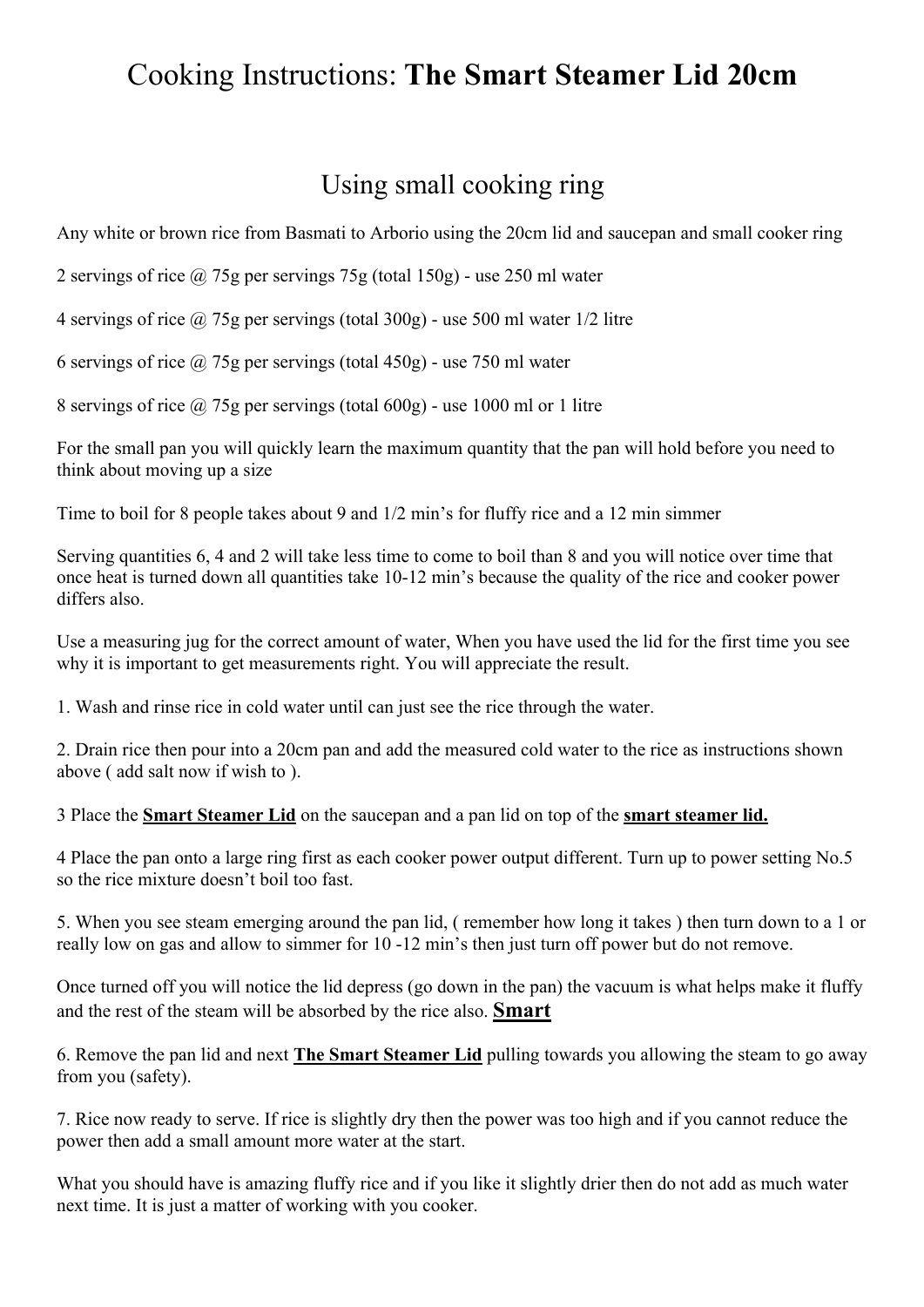# Cooking Instructions: **The Smart Steamer Lid 20cm**

## Using small cooking ring

Any white or brown rice from Basmati to Arborio using the 20cm lid and saucepan and small cooker ring

2 servings of rice @ 75g per servings 75g (total 150g) - use 250 ml water

4 servings of rice @ 75g per servings (total 300g) - use 500 ml water 1/2 litre

6 servings of rice @ 75g per servings (total 450g) - use 750 ml water

8 servings of rice @ 75g per servings (total 600g) - use 1000 ml or 1 litre

For the small pan you will quickly learn the maximum quantity that the pan will hold before you need to think about moving up a size

Time to boil for 8 people takes about 9 and 1/2 min's for fluffy rice and a 12 min simmer

Serving quantities 6, 4 and 2 will take less time to come to boil than 8 and you will notice over time that once heat is turned down all quantities take 10-12 min's because the quality of the rice and cooker power differs also.

Use a measuring jug for the correct amount of water, When you have used the lid for the first time you see why it is important to get measurements right. You will appreciate the result.

1. Wash and rinse rice in cold water until can just see the rice through the water.

2. Drain rice then pour into a 20cm pan and add the measured cold water to the rice as instructions shown above ( add salt now if wish to ).

3 Place the **Smart Steamer Lid** on the saucepan and a pan lid on top of the **smart steamer lid.**

4 Place the pan onto a large ring first as each cooker power output different. Turn up to power setting No.5 so the rice mixture doesn't boil too fast.

5. When you see steam emerging around the pan lid, ( remember how long it takes ) then turn down to a 1 or really low on gas and allow to simmer for 10 -12 min's then just turn off power but do not remove.

Once turned off you will notice the lid depress (go down in the pan) the vacuum is what helps make it fluffy and the rest of the steam will be absorbed by the rice also. **Smart**

6. Remove the pan lid and next **The Smart Steamer Lid** pulling towards you allowing the steam to go away from you (safety).

7. Rice now ready to serve. If rice is slightly dry then the power was too high and if you cannot reduce the power then add a small amount more water at the start.

What you should have is amazing fluffy rice and if you like it slightly drier then do not add as much water next time. It is just a matter of working with you cooker.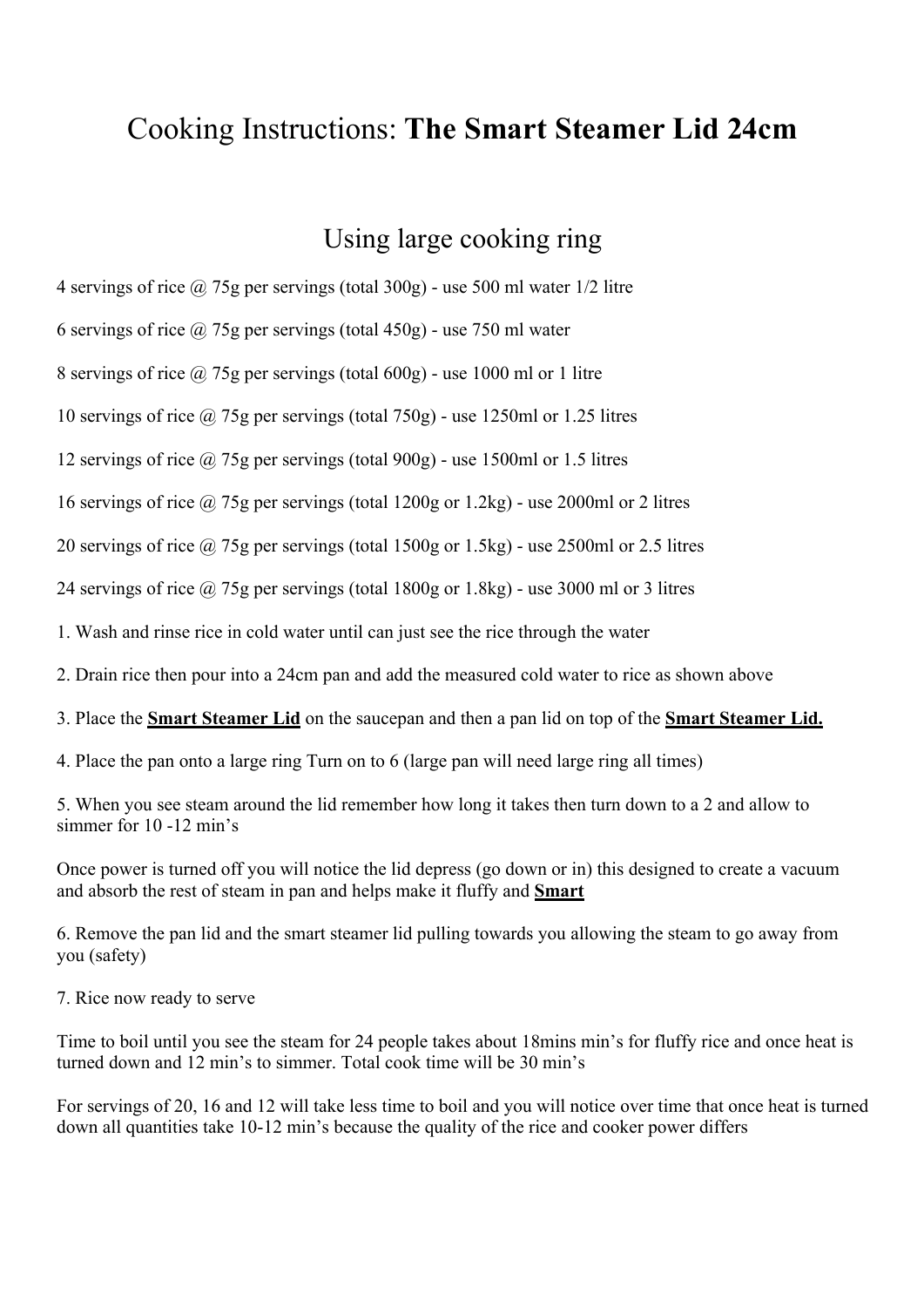# Cooking Instructions: **The Smart Steamer Lid 24cm**

## Using large cooking ring

4 servings of rice @ 75g per servings (total 300g) - use 500 ml water 1/2 litre

6 servings of rice @ 75g per servings (total 450g) - use 750 ml water

8 servings of rice @ 75g per servings (total 600g) - use 1000 ml or 1 litre

10 servings of rice @ 75g per servings (total 750g) - use 1250ml or 1.25 litres

12 servings of rice @ 75g per servings (total 900g) - use 1500ml or 1.5 litres

16 servings of rice @ 75g per servings (total 1200g or 1.2kg) - use 2000ml or 2 litres

20 servings of rice @ 75g per servings (total 1500g or 1.5kg) - use 2500ml or 2.5 litres

24 servings of rice @ 75g per servings (total 1800g or 1.8kg) - use 3000 ml or 3 litres

1. Wash and rinse rice in cold water until can just see the rice through the water

2. Drain rice then pour into a 24cm pan and add the measured cold water to rice as shown above

3. Place the **Smart Steamer Lid** on the saucepan and then a pan lid on top of the **Smart Steamer Lid.**

4. Place the pan onto a large ring Turn on to 6 (large pan will need large ring all times)

5. When you see steam around the lid remember how long it takes then turn down to a 2 and allow to simmer for 10 -12 min's

Once power is turned off you will notice the lid depress (go down or in) this designed to create a vacuum and absorb the rest of steam in pan and helps make it fluffy and **Smart**

6. Remove the pan lid and the smart steamer lid pulling towards you allowing the steam to go away from you (safety)

7. Rice now ready to serve

Time to boil until you see the steam for 24 people takes about 18mins min's for fluffy rice and once heat is turned down and 12 min's to simmer. Total cook time will be 30 min's

For servings of 20, 16 and 12 will take less time to boil and you will notice over time that once heat is turned down all quantities take 10-12 min's because the quality of the rice and cooker power differs